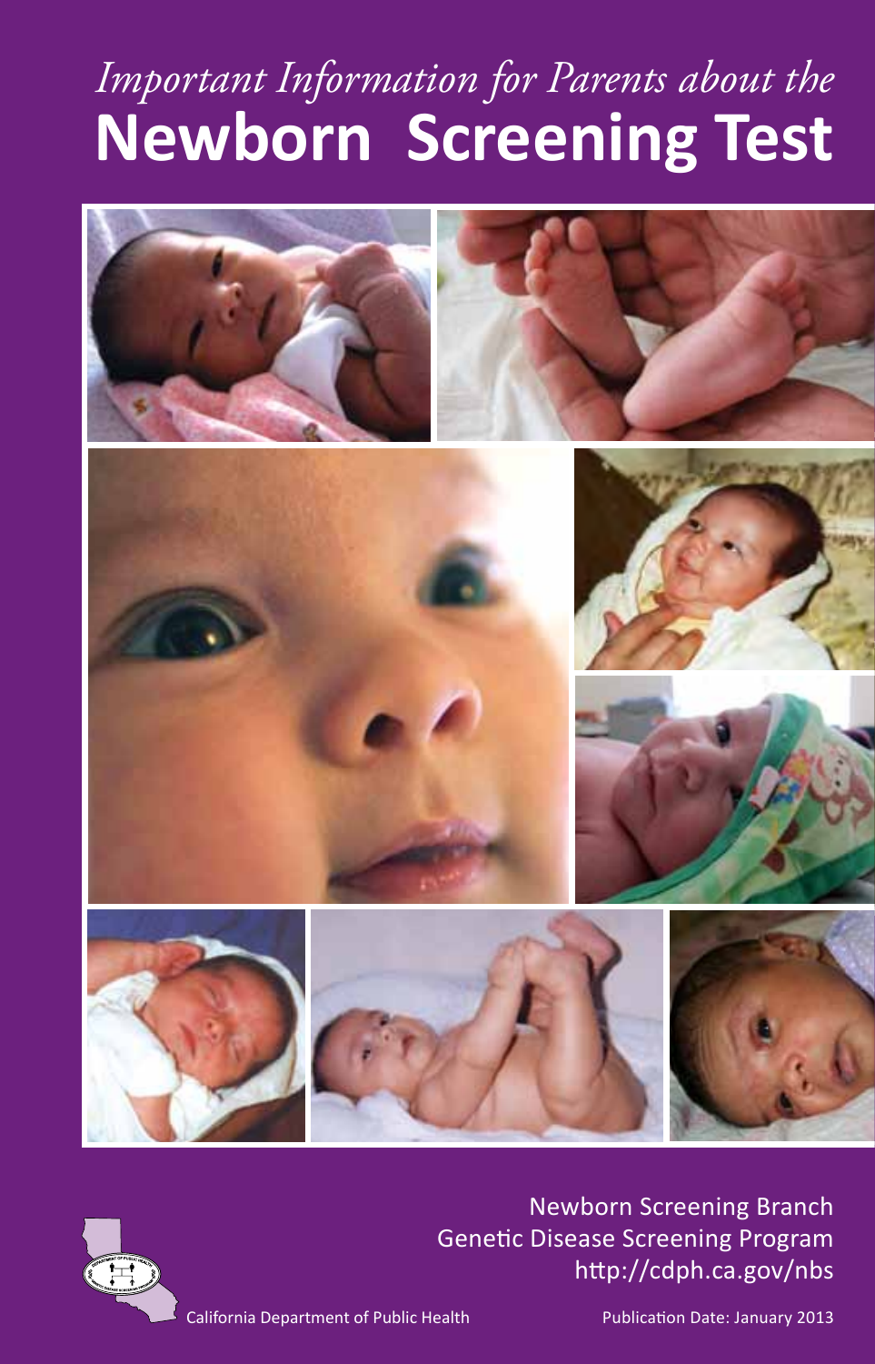*Important Information for Parents about the*

# Newborn Screening Test

Newborn Screening Branch
Genetic Disease Screening Program
http://cdph.ca.gov/nbs

California Department of Public Health

Publication Date: January 2013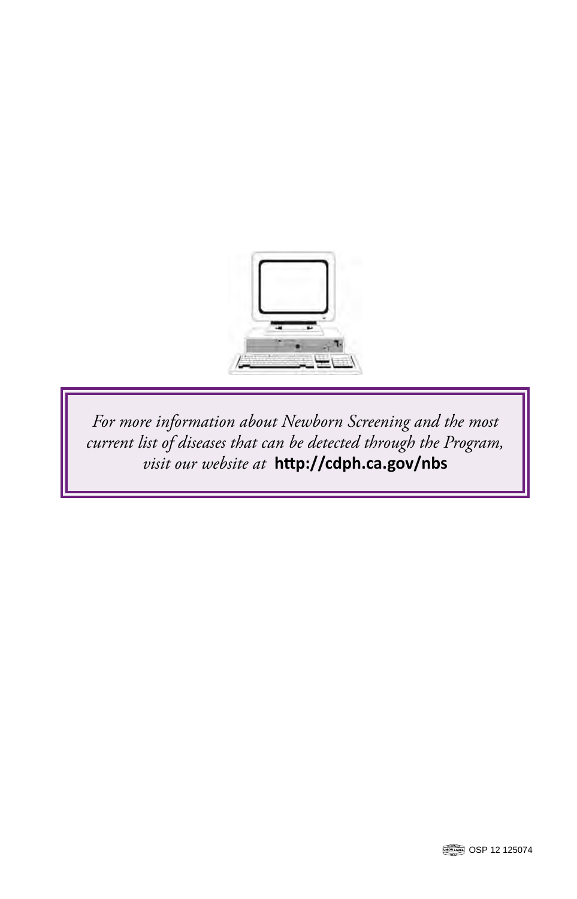*For more information about Newborn Screening and the most current list of diseases that can be detected through the Program, visit our website at* **http://cdph.ca.gov/nbs**

OSP 12 125074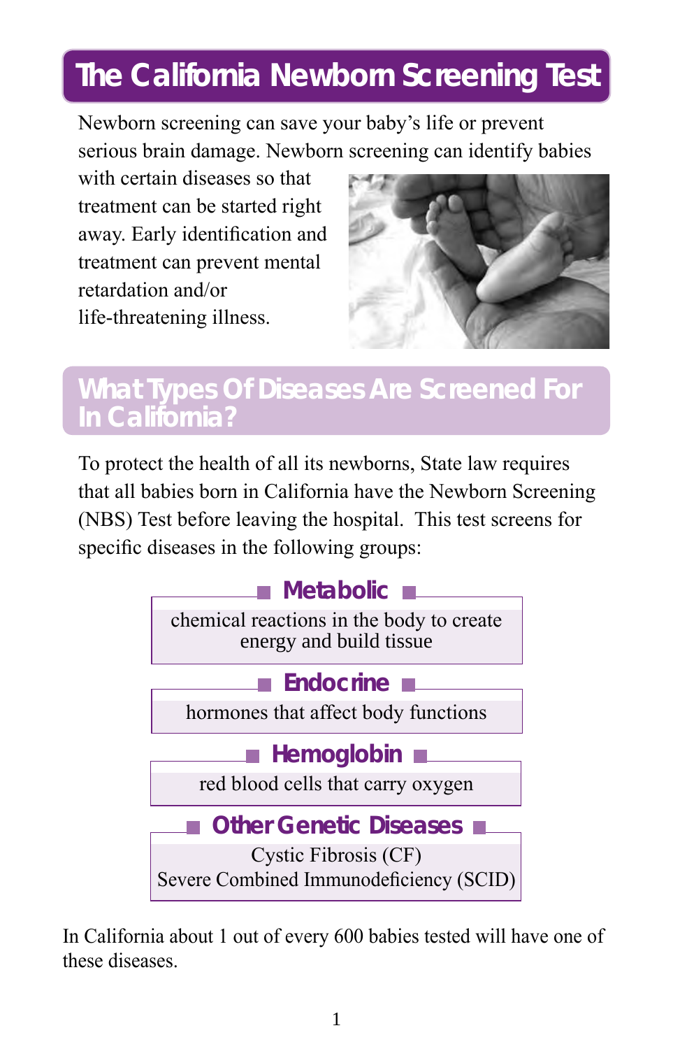# The California Newborn Screening Test

Newborn screening can save your baby's life or prevent serious brain damage. Newborn screening can identify babies with certain diseases so that treatment can be started right away. Early identification and treatment can prevent mental retardation and/or life-threatening illness.

## What Types Of Diseases Are Screened For In California?

To protect the health of all its newborns, State law requires that all babies born in California have the Newborn Screening (NBS) Test before leaving the hospital. This test screens for specific diseases in the following groups:

### Metabolic

chemical reactions in the body to create energy and build tissue

### Endocrine

hormones that affect body functions

### Hemoglobin

red blood cells that carry oxygen

### Other Genetic Diseases

Cystic Fibrosis (CF)
Severe Combined Immunodeficiency (SCID)

In California about 1 out of every 600 babies tested will have one of these diseases.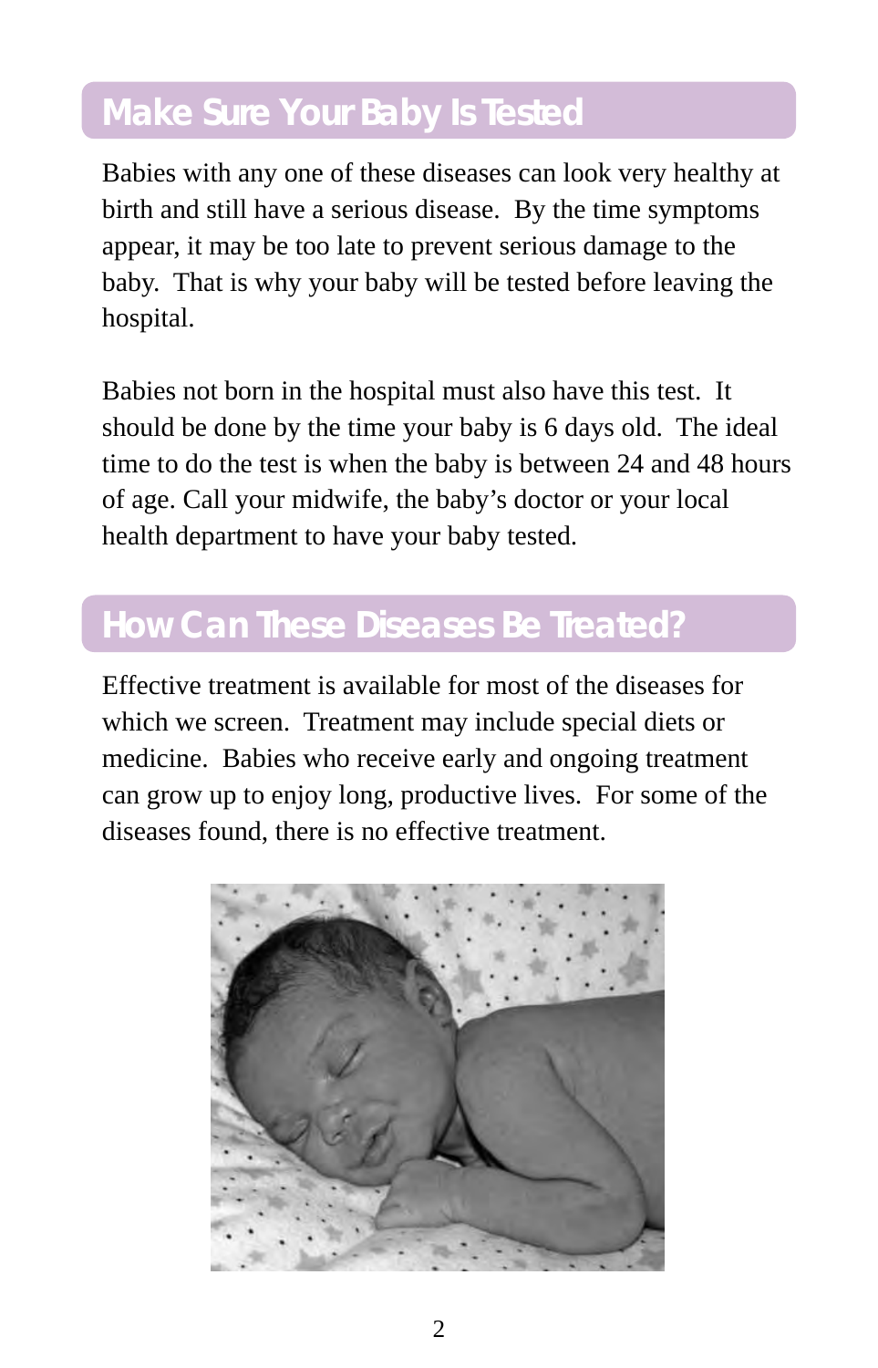## Make Sure Your Baby Is Tested

Babies with any one of these diseases can look very healthy at birth and still have a serious disease. By the time symptoms appear, it may be too late to prevent serious damage to the baby. That is why your baby will be tested before leaving the hospital.

Babies not born in the hospital must also have this test. It should be done by the time your baby is 6 days old. The ideal time to do the test is when the baby is between 24 and 48 hours of age. Call your midwife, the baby's doctor or your local health department to have your baby tested.

## How Can These Diseases Be Treated?

Effective treatment is available for most of the diseases for which we screen. Treatment may include special diets or medicine. Babies who receive early and ongoing treatment can grow up to enjoy long, productive lives. For some of the diseases found, there is no effective treatment.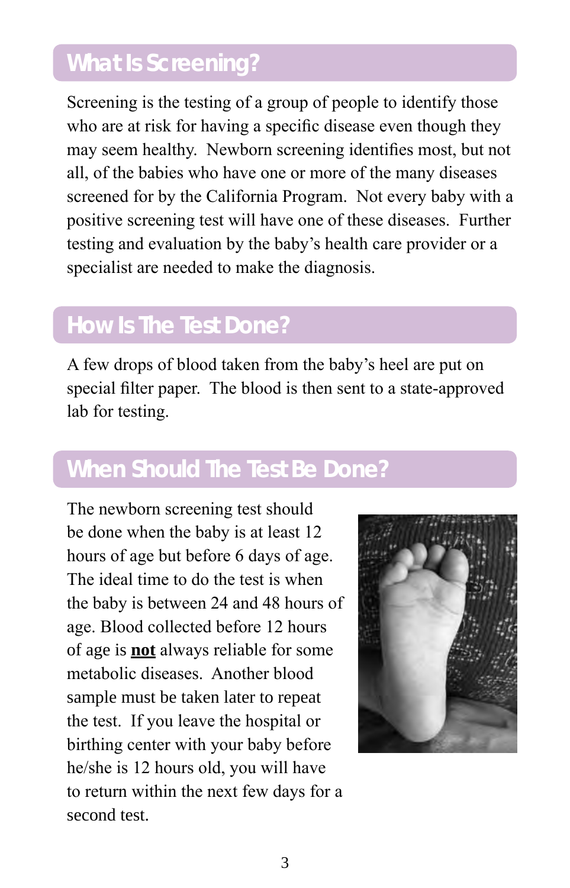## What Is Screening?

Screening is the testing of a group of people to identify those who are at risk for having a specific disease even though they may seem healthy. Newborn screening identifies most, but not all, of the babies who have one or more of the many diseases screened for by the California Program. Not every baby with a positive screening test will have one of these diseases. Further testing and evaluation by the baby's health care provider or a specialist are needed to make the diagnosis.

## How Is The Test Done?

A few drops of blood taken from the baby's heel are put on special filter paper. The blood is then sent to a state-approved lab for testing.

## When Should The Test Be Done?

The newborn screening test should be done when the baby is at least 12 hours of age but before 6 days of age. The ideal time to do the test is when the baby is between 24 and 48 hours of age. Blood collected before 12 hours of age is **not** always reliable for some metabolic diseases. Another blood sample must be taken later to repeat the test. If you leave the hospital or birthing center with your baby before he/she is 12 hours old, you will have to return within the next few days for a second test.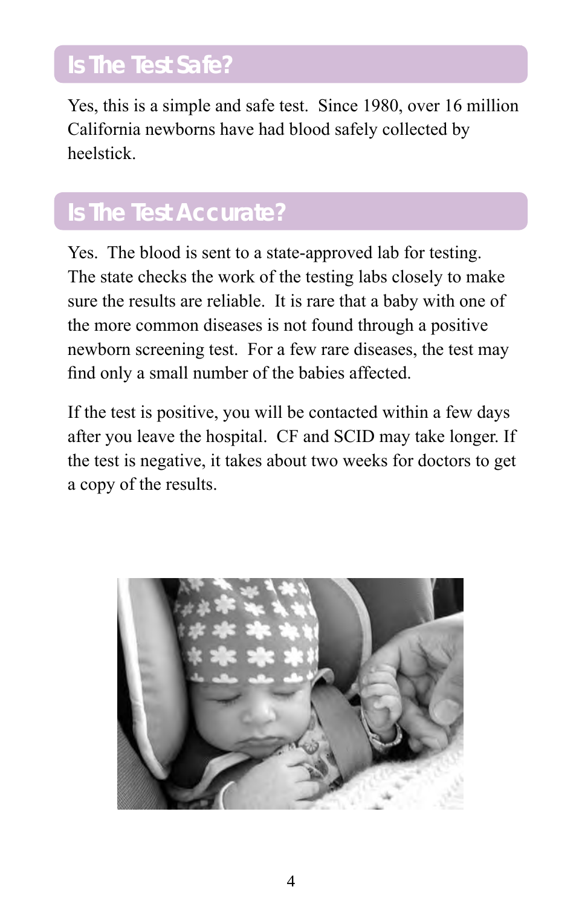## Is The Test Safe?

Yes, this is a simple and safe test. Since 1980, over 16 million California newborns have had blood safely collected by heelstick.

## Is The Test Accurate?

Yes. The blood is sent to a state-approved lab for testing. The state checks the work of the testing labs closely to make sure the results are reliable. It is rare that a baby with one of the more common diseases is not found through a positive newborn screening test. For a few rare diseases, the test may find only a small number of the babies affected.

If the test is positive, you will be contacted within a few days after you leave the hospital. CF and SCID may take longer. If the test is negative, it takes about two weeks for doctors to get a copy of the results.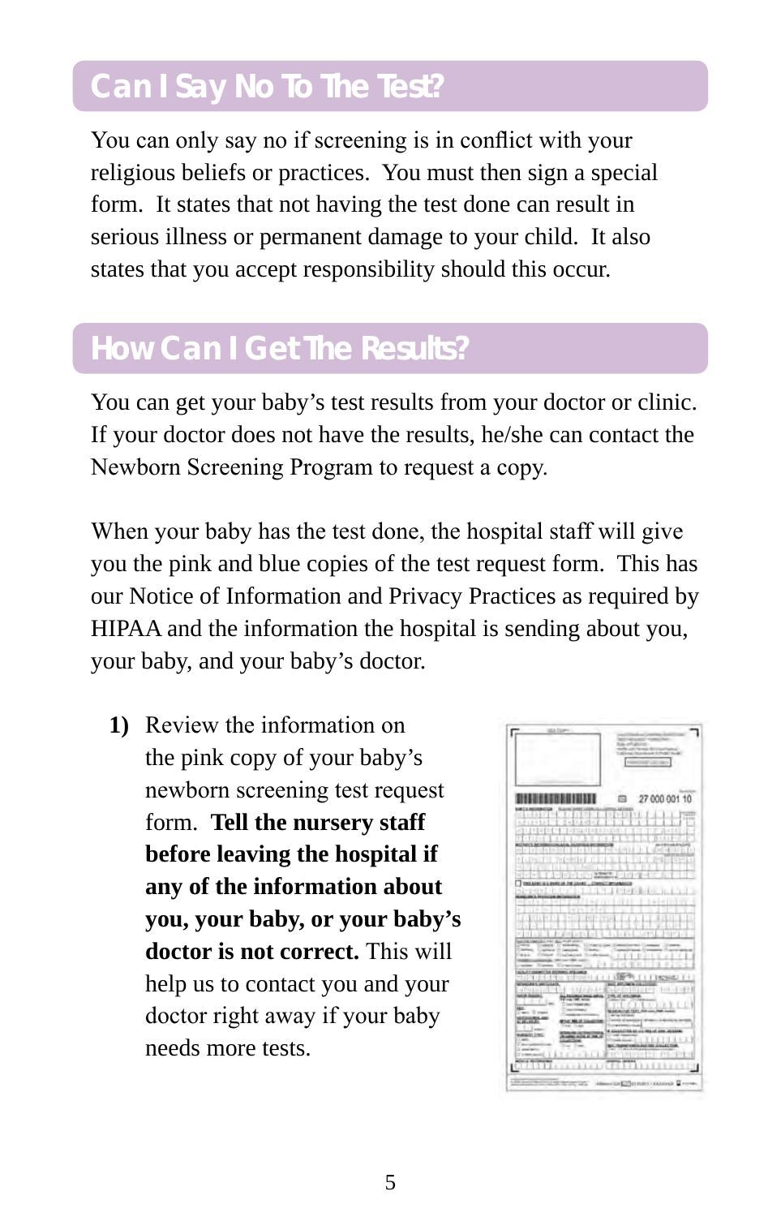## Can I Say No To The Test?

You can only say no if screening is in conflict with your religious beliefs or practices. You must then sign a special form. It states that not having the test done can result in serious illness or permanent damage to your child. It also states that you accept responsibility should this occur.

## How Can I Get The Results?

You can get your baby's test results from your doctor or clinic. If your doctor does not have the results, he/she can contact the Newborn Screening Program to request a copy.

When your baby has the test done, the hospital staff will give you the pink and blue copies of the test request form. This has our Notice of Information and Privacy Practices as required by HIPAA and the information the hospital is sending about you, your baby, and your baby's doctor.

1) Review the information on the pink copy of your baby's newborn screening test request form. **Tell the nursery staff before leaving the hospital if any of the information about you, your baby, or your baby's doctor is not correct.** This will help us to contact you and your doctor right away if your baby needs more tests.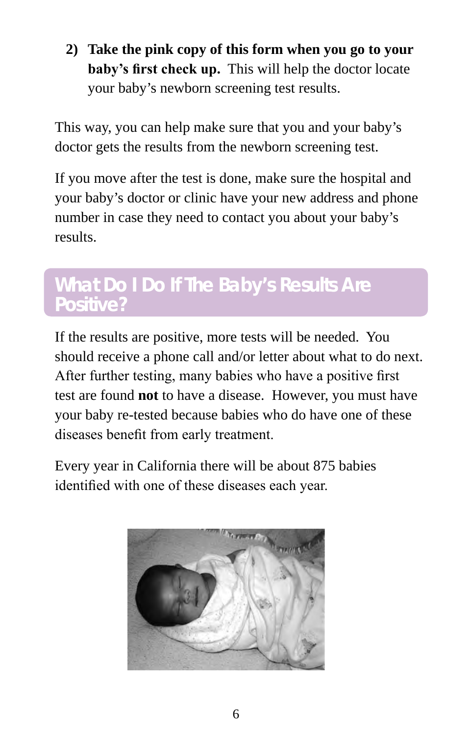2) **Take the pink copy of this form when you go to your baby's first check up.** This will help the doctor locate your baby's newborn screening test results.

This way, you can help make sure that you and your baby's doctor gets the results from the newborn screening test.

If you move after the test is done, make sure the hospital and your baby's doctor or clinic have your new address and phone number in case they need to contact you about your baby's results.

## What Do I Do If The Baby's Results Are Positive?

If the results are positive, more tests will be needed. You should receive a phone call and/or letter about what to do next. After further testing, many babies who have a positive first test are found **not** to have a disease. However, you must have your baby re-tested because babies who do have one of these diseases benefit from early treatment.

Every year in California there will be about 875 babies identified with one of these diseases each year.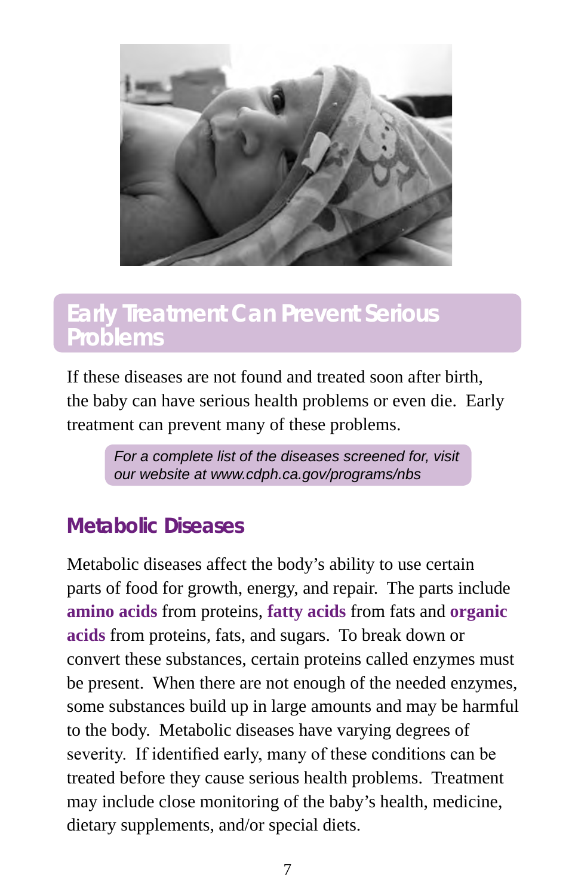## Early Treatment Can Prevent Serious Problems

If these diseases are not found and treated soon after birth, the baby can have serious health problems or even die. Early treatment can prevent many of these problems.

> *For a complete list of the diseases screened for, visit our website at www.cdph.ca.gov/programs/nbs*

### Metabolic Diseases

Metabolic diseases affect the body's ability to use certain parts of food for growth, energy, and repair. The parts include **amino acids** from proteins, **fatty acids** from fats and **organic acids** from proteins, fats, and sugars. To break down or convert these substances, certain proteins called enzymes must be present. When there are not enough of the needed enzymes, some substances build up in large amounts and may be harmful to the body. Metabolic diseases have varying degrees of severity. If identified early, many of these conditions can be treated before they cause serious health problems. Treatment may include close monitoring of the baby's health, medicine, dietary supplements, and/or special diets.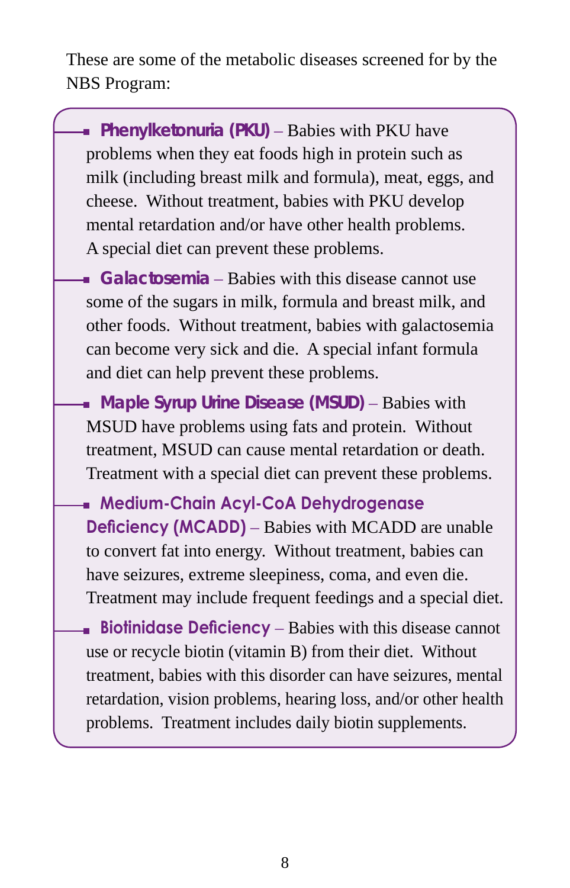These are some of the metabolic diseases screened for by the NBS Program:

- **Phenylketonuria (PKU)** – Babies with PKU have problems when they eat foods high in protein such as milk (including breast milk and formula), meat, eggs, and cheese. Without treatment, babies with PKU develop mental retardation and/or have other health problems. A special diet can prevent these problems.
- **Galactosemia** – Babies with this disease cannot use some of the sugars in milk, formula and breast milk, and other foods. Without treatment, babies with galactosemia can become very sick and die. A special infant formula and diet can help prevent these problems.
- **Maple Syrup Urine Disease (MSUD)** – Babies with MSUD have problems using fats and protein. Without treatment, MSUD can cause mental retardation or death. Treatment with a special diet can prevent these problems.
- **Medium-Chain Acyl-CoA Dehydrogenase Deficiency (MCADD)** – Babies with MCADD are unable to convert fat into energy. Without treatment, babies can have seizures, extreme sleepiness, coma, and even die. Treatment may include frequent feedings and a special diet.
- **Biotinidase Deficiency** – Babies with this disease cannot use or recycle biotin (vitamin B) from their diet. Without treatment, babies with this disorder can have seizures, mental retardation, vision problems, hearing loss, and/or other health problems. Treatment includes daily biotin supplements.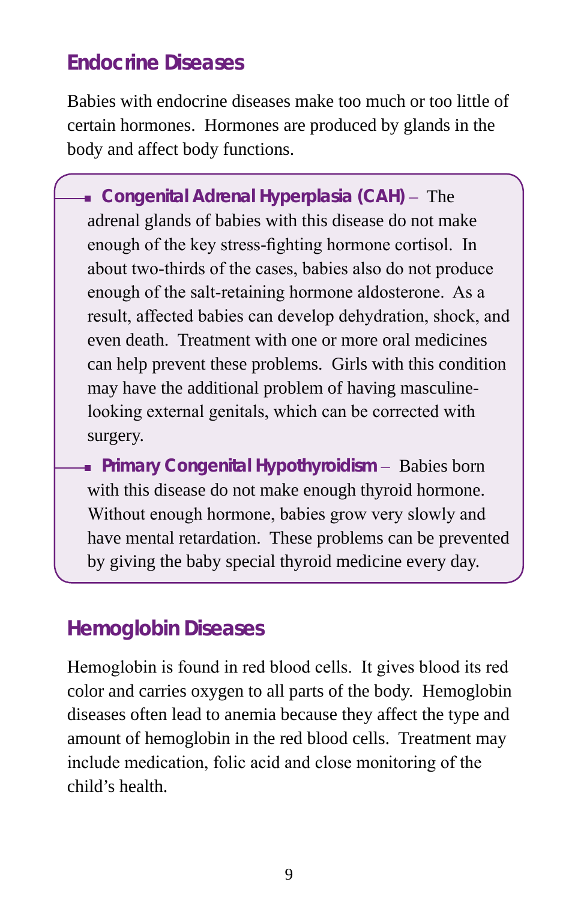## Endocrine Diseases

Babies with endocrine diseases make too much or too little of certain hormones. Hormones are produced by glands in the body and affect body functions.

- **Congenital Adrenal Hyperplasia (CAH)** – The adrenal glands of babies with this disease do not make enough of the key stress-fighting hormone cortisol. In about two-thirds of the cases, babies also do not produce enough of the salt-retaining hormone aldosterone. As a result, affected babies can develop dehydration, shock, and even death. Treatment with one or more oral medicines can help prevent these problems. Girls with this condition may have the additional problem of having masculine-looking external genitals, which can be corrected with surgery.
- **Primary Congenital Hypothyroidism** – Babies born with this disease do not make enough thyroid hormone. Without enough hormone, babies grow very slowly and have mental retardation. These problems can be prevented by giving the baby special thyroid medicine every day.

## Hemoglobin Diseases

Hemoglobin is found in red blood cells. It gives blood its red color and carries oxygen to all parts of the body. Hemoglobin diseases often lead to anemia because they affect the type and amount of hemoglobin in the red blood cells. Treatment may include medication, folic acid and close monitoring of the child's health.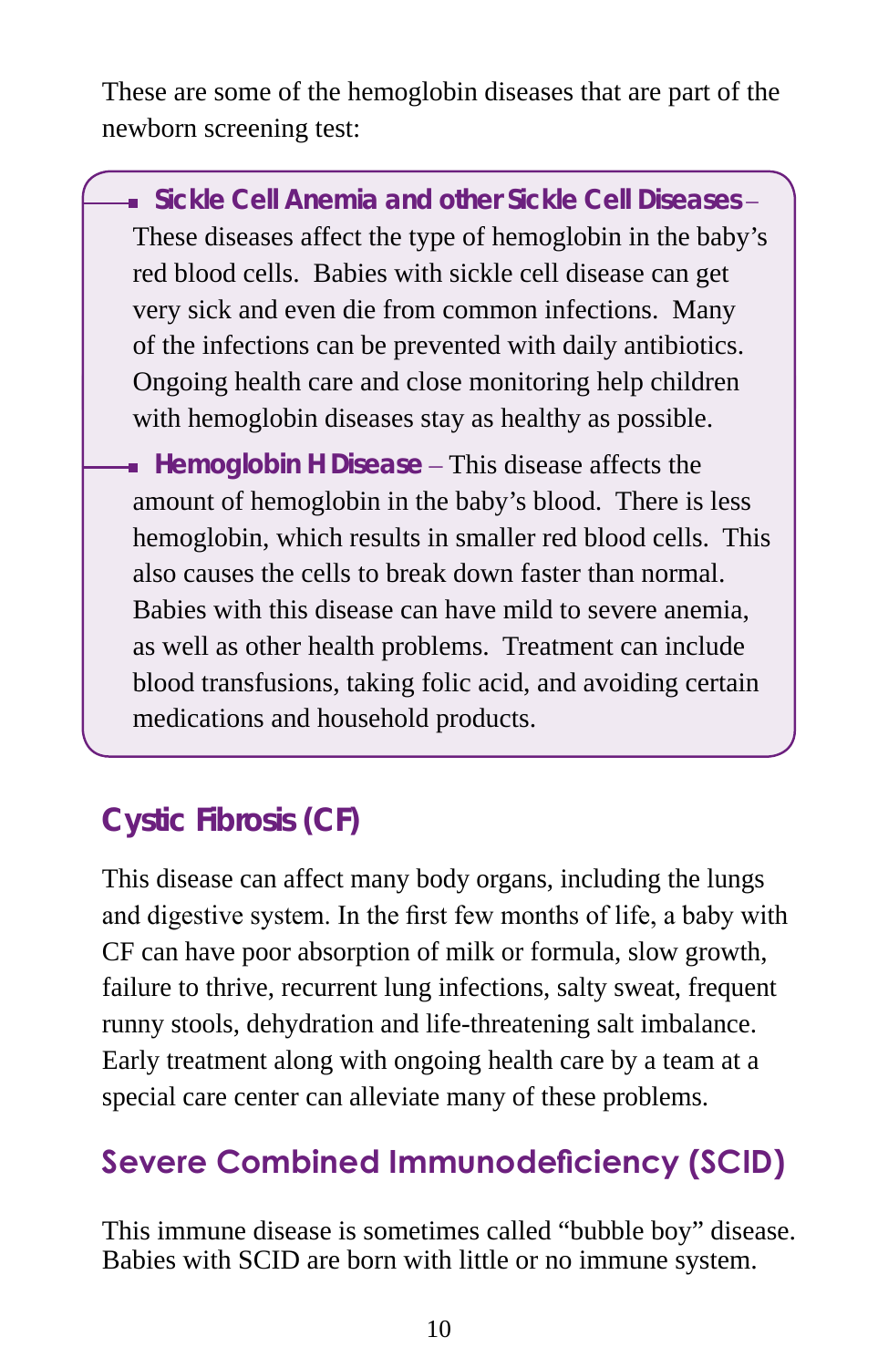These are some of the hemoglobin diseases that are part of the newborn screening test:

- **Sickle Cell Anemia and other Sickle Cell Diseases** – These diseases affect the type of hemoglobin in the baby's red blood cells. Babies with sickle cell disease can get very sick and even die from common infections. Many of the infections can be prevented with daily antibiotics. Ongoing health care and close monitoring help children with hemoglobin diseases stay as healthy as possible.
- **Hemoglobin H Disease** – This disease affects the amount of hemoglobin in the baby's blood. There is less hemoglobin, which results in smaller red blood cells. This also causes the cells to break down faster than normal. Babies with this disease can have mild to severe anemia, as well as other health problems. Treatment can include blood transfusions, taking folic acid, and avoiding certain medications and household products.

## Cystic Fibrosis (CF)

This disease can affect many body organs, including the lungs and digestive system. In the first few months of life, a baby with CF can have poor absorption of milk or formula, slow growth, failure to thrive, recurrent lung infections, salty sweat, frequent runny stools, dehydration and life-threatening salt imbalance. Early treatment along with ongoing health care by a team at a special care center can alleviate many of these problems.

## Severe Combined Immunodeficiency (SCID)

This immune disease is sometimes called "bubble boy" disease. Babies with SCID are born with little or no immune system.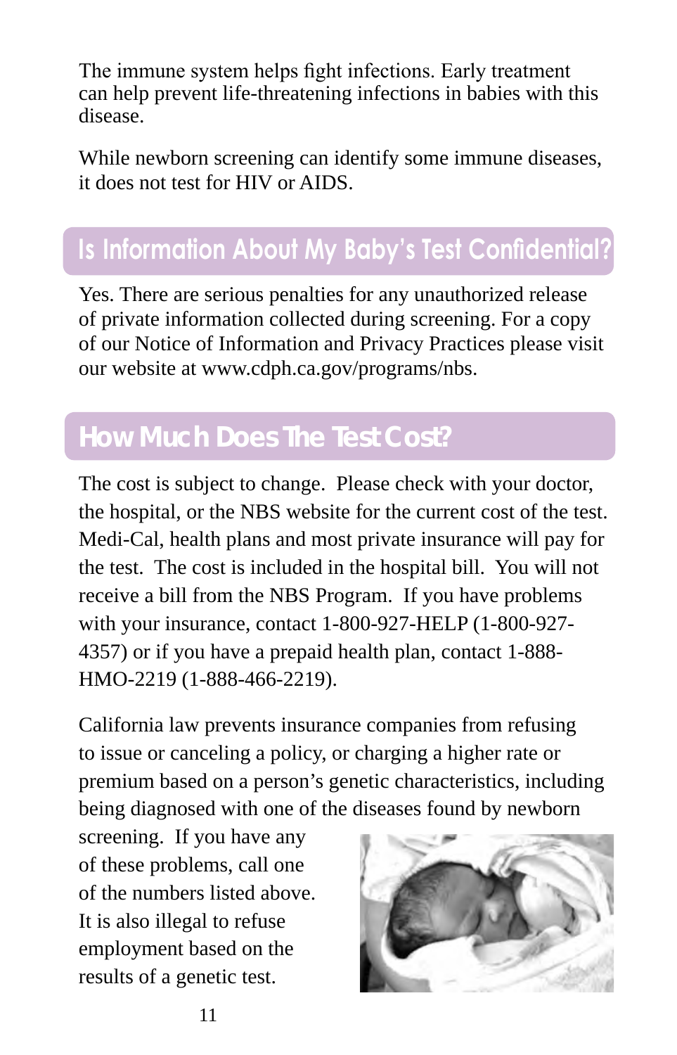The immune system helps fight infections. Early treatment can help prevent life-threatening infections in babies with this disease.

While newborn screening can identify some immune diseases, it does not test for HIV or AIDS.

## Is Information About My Baby's Test Confidential?

Yes. There are serious penalties for any unauthorized release of private information collected during screening. For a copy of our Notice of Information and Privacy Practices please visit our website at www.cdph.ca.gov/programs/nbs.

## How Much Does The Test Cost?

The cost is subject to change. Please check with your doctor, the hospital, or the NBS website for the current cost of the test. Medi-Cal, health plans and most private insurance will pay for the test. The cost is included in the hospital bill. You will not receive a bill from the NBS Program. If you have problems with your insurance, contact 1-800-927-HELP (1-800-927-4357) or if you have a prepaid health plan, contact 1-888-HMO-2219 (1-888-466-2219).

California law prevents insurance companies from refusing to issue or canceling a policy, or charging a higher rate or premium based on a person's genetic characteristics, including being diagnosed with one of the diseases found by newborn screening. If you have any of these problems, call one of the numbers listed above. It is also illegal to refuse employment based on the results of a genetic test.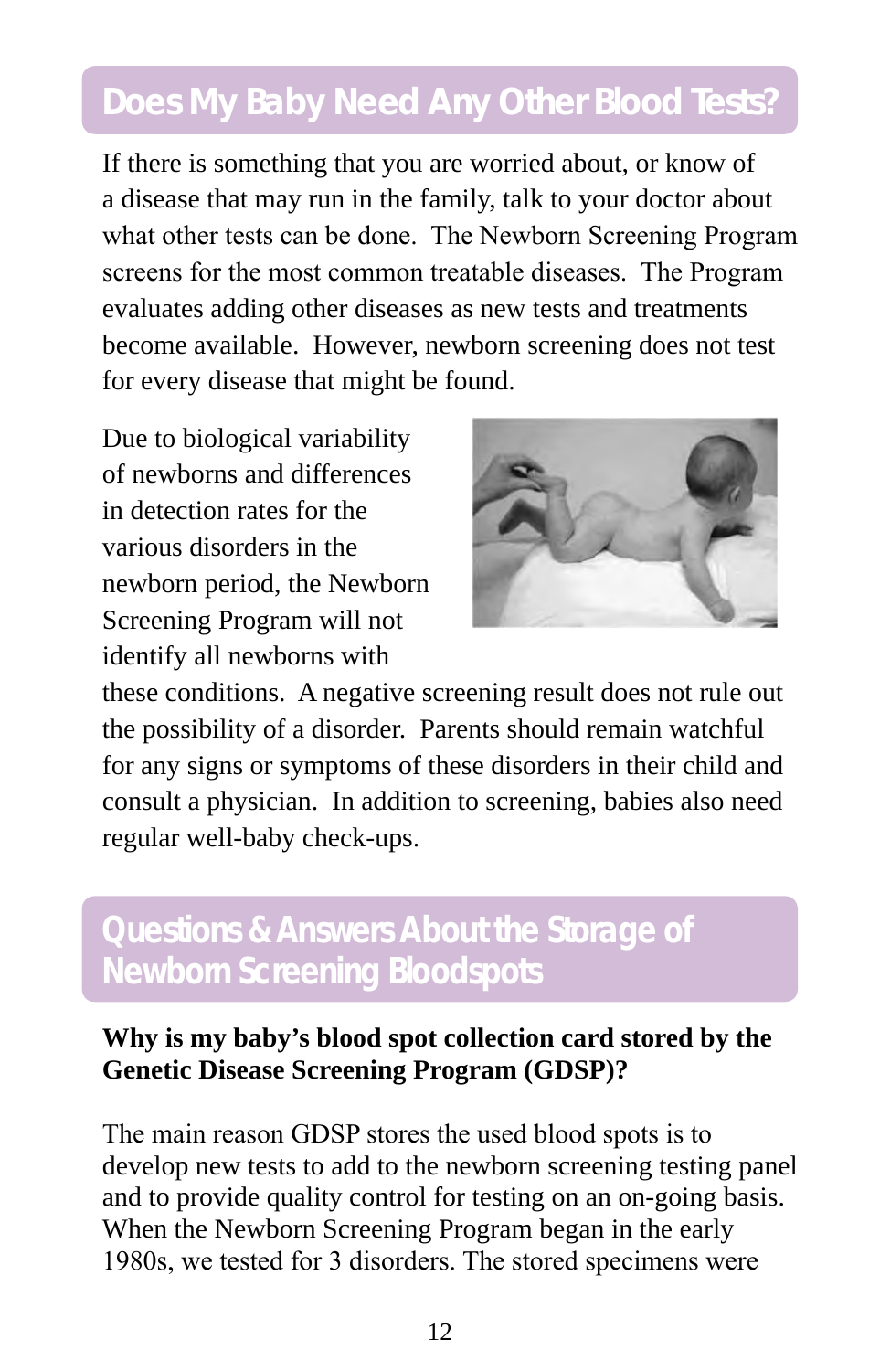## Does My Baby Need Any Other Blood Tests?

If there is something that you are worried about, or know of a disease that may run in the family, talk to your doctor about what other tests can be done. The Newborn Screening Program screens for the most common treatable diseases. The Program evaluates adding other diseases as new tests and treatments become available. However, newborn screening does not test for every disease that might be found.

Due to biological variability of newborns and differences in detection rates for the various disorders in the newborn period, the Newborn Screening Program will not identify all newborns with these conditions. A negative screening result does not rule out the possibility of a disorder. Parents should remain watchful for any signs or symptoms of these disorders in their child and consult a physician. In addition to screening, babies also need regular well-baby check-ups.

## Questions & Answers About the Storage of Newborn Screening Bloodspots

**Why is my baby's blood spot collection card stored by the Genetic Disease Screening Program (GDSP)?**

The main reason GDSP stores the used blood spots is to develop new tests to add to the newborn screening testing panel and to provide quality control for testing on an on-going basis. When the Newborn Screening Program began in the early 1980s, we tested for 3 disorders. The stored specimens were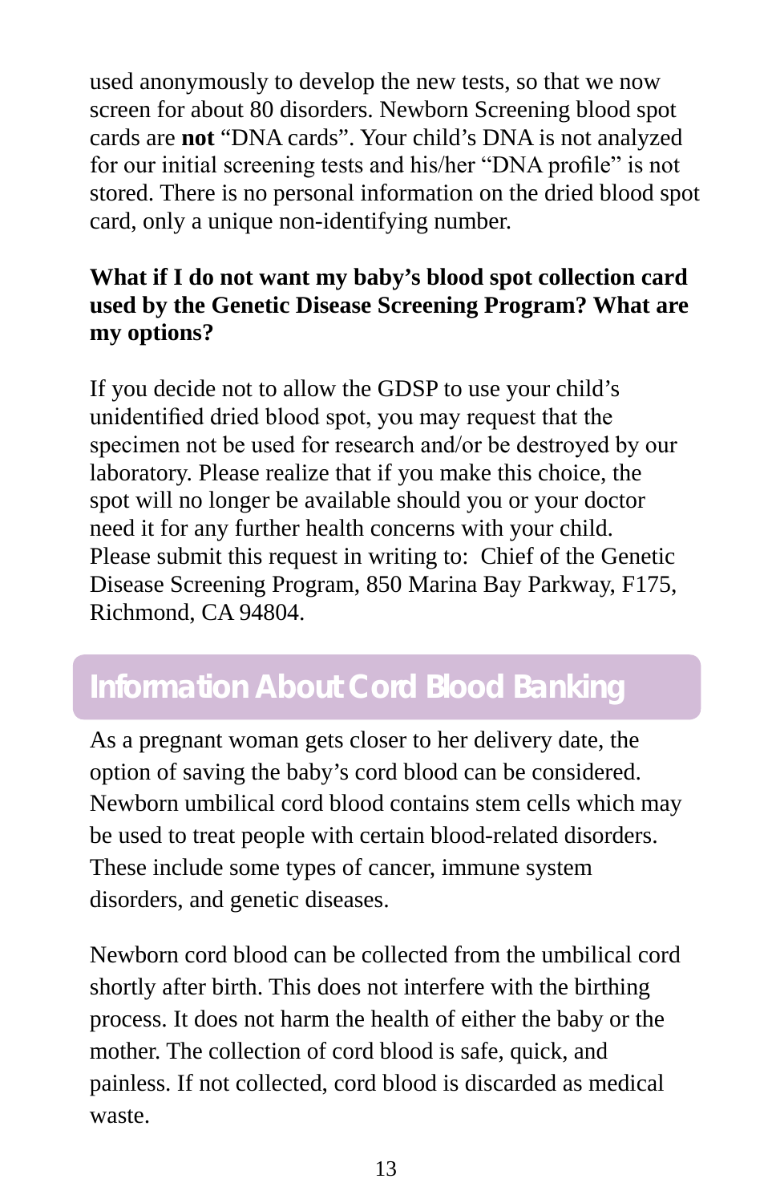used anonymously to develop the new tests, so that we now screen for about 80 disorders. Newborn Screening blood spot cards are **not** “DNA cards”. Your child’s DNA is not analyzed for our initial screening tests and his/her “DNA profile” is not stored. There is no personal information on the dried blood spot card, only a unique non-identifying number.

**What if I do not want my baby’s blood spot collection card used by the Genetic Disease Screening Program? What are my options?**

If you decide not to allow the GDSP to use your child’s unidentified dried blood spot, you may request that the specimen not be used for research and/or be destroyed by our laboratory. Please realize that if you make this choice, the spot will no longer be available should you or your doctor need it for any further health concerns with your child. Please submit this request in writing to: Chief of the Genetic Disease Screening Program, 850 Marina Bay Parkway, F175, Richmond, CA 94804.

## Information About Cord Blood Banking

As a pregnant woman gets closer to her delivery date, the option of saving the baby’s cord blood can be considered. Newborn umbilical cord blood contains stem cells which may be used to treat people with certain blood-related disorders. These include some types of cancer, immune system disorders, and genetic diseases.

Newborn cord blood can be collected from the umbilical cord shortly after birth. This does not interfere with the birthing process. It does not harm the health of either the baby or the mother. The collection of cord blood is safe, quick, and painless. If not collected, cord blood is discarded as medical waste.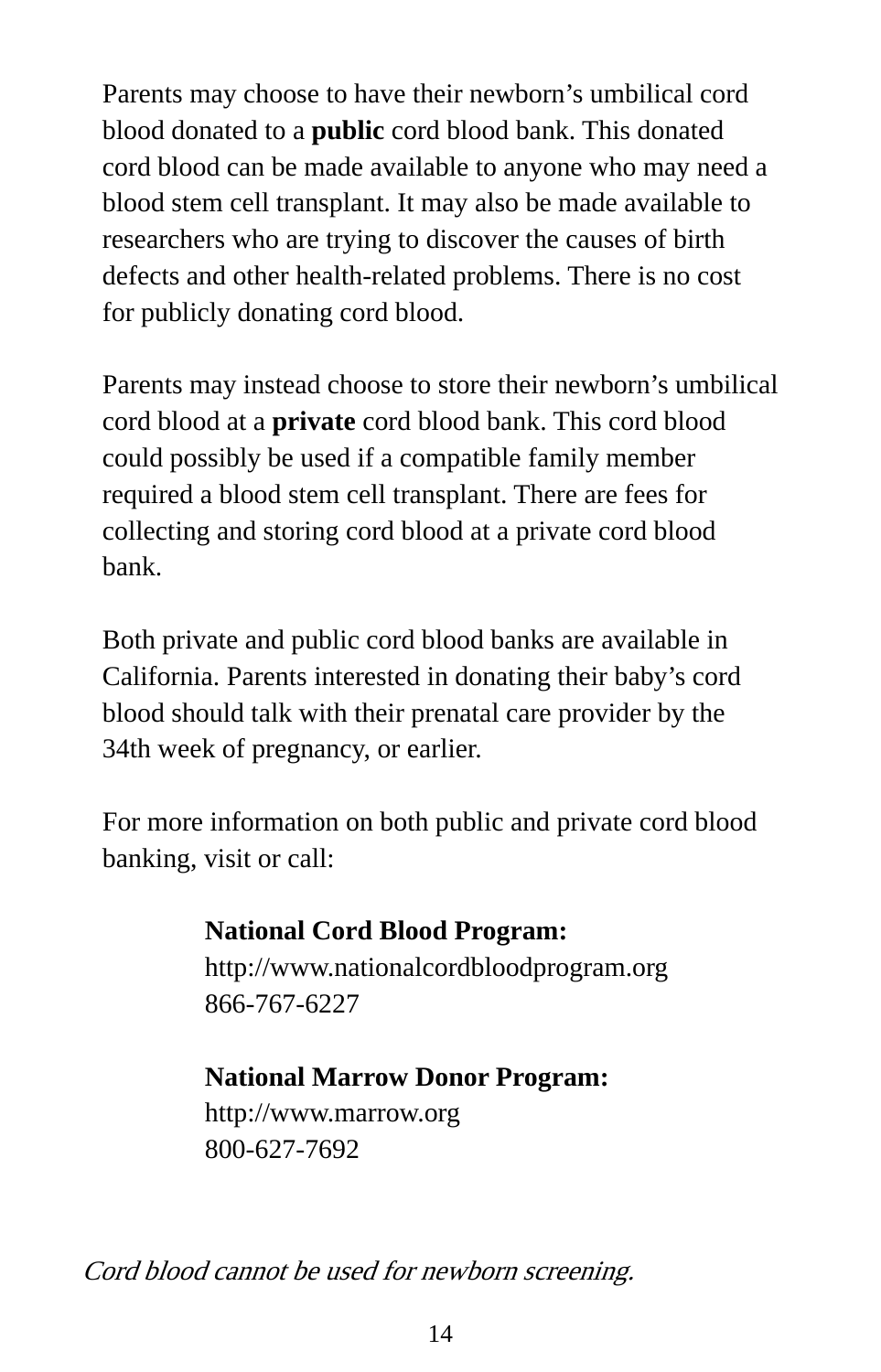Parents may choose to have their newborn's umbilical cord blood donated to a **public** cord blood bank. This donated cord blood can be made available to anyone who may need a blood stem cell transplant. It may also be made available to researchers who are trying to discover the causes of birth defects and other health-related problems. There is no cost for publicly donating cord blood.

Parents may instead choose to store their newborn's umbilical cord blood at a **private** cord blood bank. This cord blood could possibly be used if a compatible family member required a blood stem cell transplant. There are fees for collecting and storing cord blood at a private cord blood bank.

Both private and public cord blood banks are available in California. Parents interested in donating their baby's cord blood should talk with their prenatal care provider by the 34th week of pregnancy, or earlier.

For more information on both public and private cord blood banking, visit or call:

**National Cord Blood Program:**
http://www.nationalcordbloodprogram.org
866-767-6227

**National Marrow Donor Program:**
http://www.marrow.org
800-627-7692

*Cord blood cannot be used for newborn screening.*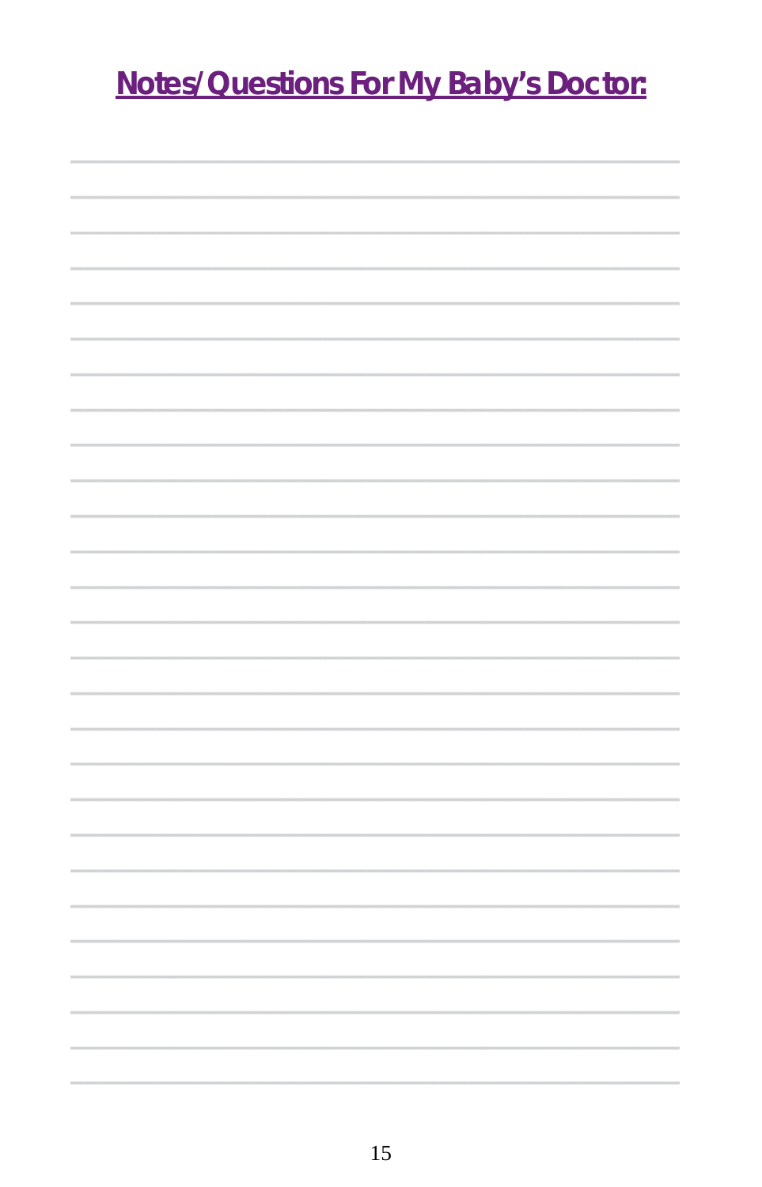## Notes/Questions For My Baby's Doctor: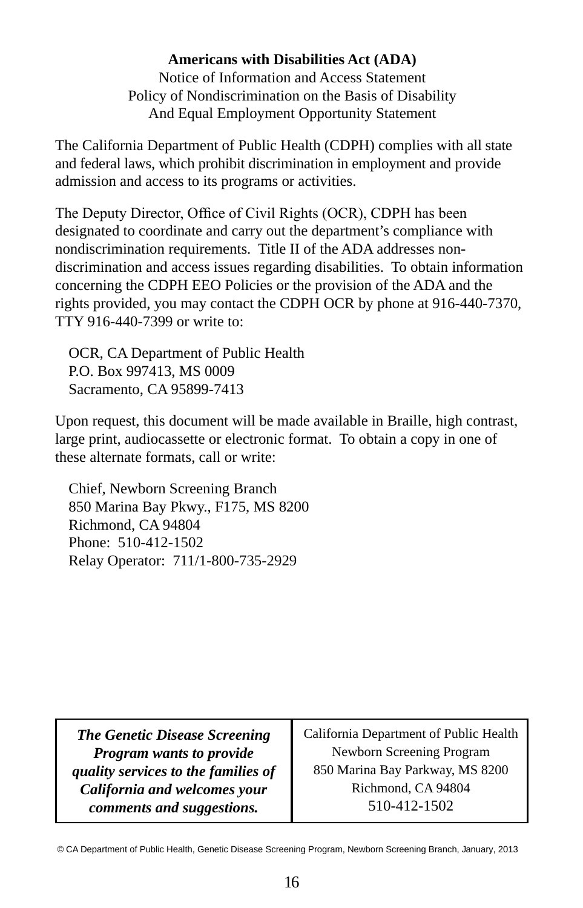**Americans with Disabilities Act (ADA)**

Notice of Information and Access Statement
Policy of Nondiscrimination on the Basis of Disability
And Equal Employment Opportunity Statement

The California Department of Public Health (CDPH) complies with all state and federal laws, which prohibit discrimination in employment and provide admission and access to its programs or activities.

The Deputy Director, Office of Civil Rights (OCR), CDPH has been designated to coordinate and carry out the department's compliance with nondiscrimination requirements. Title II of the ADA addresses non-discrimination and access issues regarding disabilities. To obtain information concerning the CDPH EEO Policies or the provision of the ADA and the rights provided, you may contact the CDPH OCR by phone at 916-440-7370, TTY 916-440-7399 or write to:

OCR, CA Department of Public Health
P.O. Box 997413, MS 0009
Sacramento, CA 95899-7413

Upon request, this document will be made available in Braille, high contrast, large print, audiocassette or electronic format. To obtain a copy in one of these alternate formats, call or write:

Chief, Newborn Screening Branch
850 Marina Bay Pkwy., F175, MS 8200
Richmond, CA 94804
Phone: 510-412-1502
Relay Operator: 711/1-800-735-2929

| | |
|---|---|
| ***The Genetic Disease Screening Program wants to provide quality services to the families of California and welcomes your comments and suggestions.*** | California Department of Public Health<br>Newborn Screening Program<br>850 Marina Bay Parkway, MS 8200<br>Richmond, CA 94804<br>510-412-1502 |

© CA Department of Public Health, Genetic Disease Screening Program, Newborn Screening Branch, January, 2013